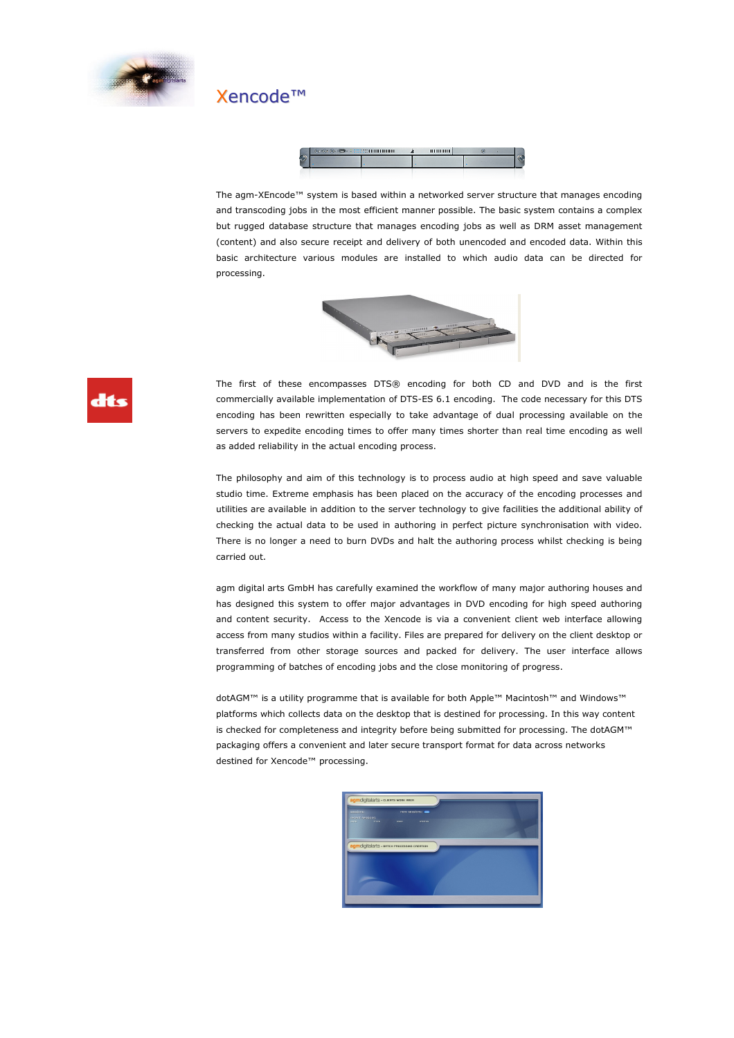# Xencode™

The agm-XEncode™ system is based within a networked server structure that manages encoding and transcoding jobs in the most efficient manner possible. The basic system contains a complex but rugged database structure that manages encoding jobs as well as DRM asset management (content) and also secure receipt and delivery of both unencoded and encoded data. Within this basic architecture various modules are installed to which audio data can be directed for processing.

The first of these encompasses DTS® encoding for both CD and DVD and is the first commercially available implementation of DTS-ES 6.1 encoding. The code necessary for this DTS encoding has been rewritten especially to take advantage of dual processing available on the servers to expedite encoding times to offer many times shorter than real time encoding as well as added reliability in the actual encoding process.

The philosophy and aim of this technology is to process audio at high speed and save valuable studio time. Extreme emphasis has been placed on the accuracy of the encoding processes and utilities are available in addition to the server technology to give facilities the additional ability of checking the actual data to be used in authoring in perfect picture synchronisation with video. There is no longer a need to burn DVDs and halt the authoring process whilst checking is being carried out.

agm digital arts GmbH has carefully examined the workflow of many major authoring houses and has designed this system to offer major advantages in DVD encoding for high speed authoring and content security. Access to the Xencode is via a convenient client web interface allowing access from many studios within a facility. Files are prepared for delivery on the client desktop or transferred from other storage sources and packed for delivery. The user interface allows programming of batches of encoding jobs and the close monitoring of progress.

dotAGM™ is a utility programme that is available for both Apple™ Macintosh™ and Windows™ platforms which collects data on the desktop that is destined for processing. In this way content is checked for completeness and integrity before being submitted for processing. The dotAGM™ packaging offers a convenient and later secure transport format for data across networks destined for Xencode™ processing.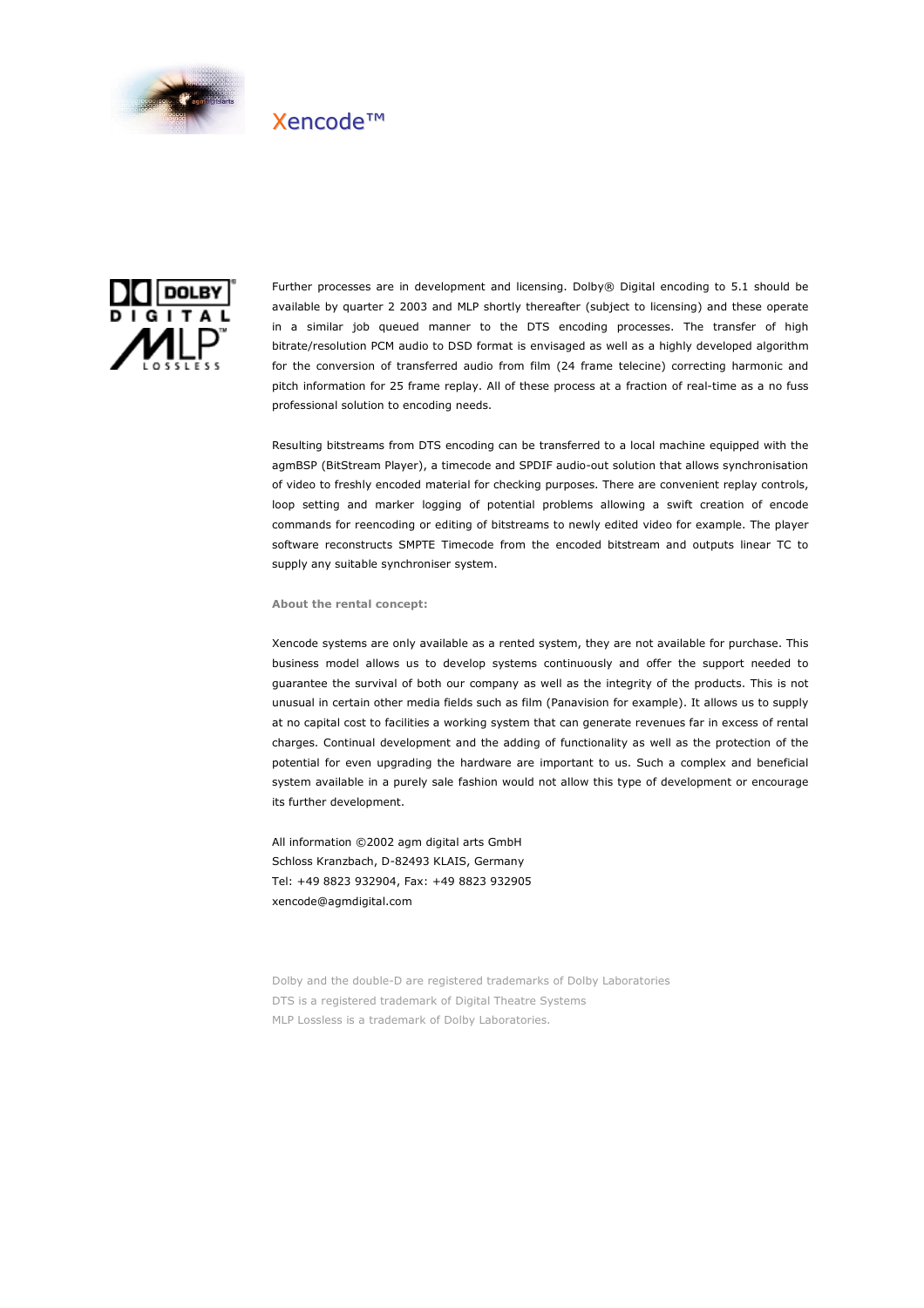# Xencode™

Further processes are in development and licensing. Dolby® Digital encoding to 5.1 should be available by quarter 2 2003 and MLP shortly thereafter (subject to licensing) and these operate in a similar job queued manner to the DTS encoding processes. The transfer of high bitrate/resolution PCM audio to DSD format is envisaged as well as a highly developed algorithm for the conversion of transferred audio from film (24 frame telecine) correcting harmonic and pitch information for 25 frame replay. All of these process at a fraction of real-time as a no fuss professional solution to encoding needs.

Resulting bitstreams from DTS encoding can be transferred to a local machine equipped with the agmBSP (BitStream Player), a timecode and SPDIF audio-out solution that allows synchronisation of video to freshly encoded material for checking purposes. There are convenient replay controls, loop setting and marker logging of potential problems allowing a swift creation of encode commands for reencoding or editing of bitstreams to newly edited video for example. The player software reconstructs SMPTE Timecode from the encoded bitstream and outputs linear TC to supply any suitable synchroniser system.

**About the rental concept:**

Xencode systems are only available as a rented system, they are not available for purchase. This business model allows us to develop systems continuously and offer the support needed to guarantee the survival of both our company as well as the integrity of the products. This is not unusual in certain other media fields such as film (Panavision for example). It allows us to supply at no capital cost to facilities a working system that can generate revenues far in excess of rental charges. Continual development and the adding of functionality as well as the protection of the potential for even upgrading the hardware are important to us. Such a complex and beneficial system available in a purely sale fashion would not allow this type of development or encourage its further development.

All information ©2002 agm digital arts GmbH
Schloss Kranzbach, D-82493 KLAIS, Germany
Tel: +49 8823 932904, Fax: +49 8823 932905
xencode@agmdigital.com

Dolby and the double-D are registered trademarks of Dolby Laboratories
DTS is a registered trademark of Digital Theatre Systems
MLP Lossless is a trademark of Dolby Laboratories.